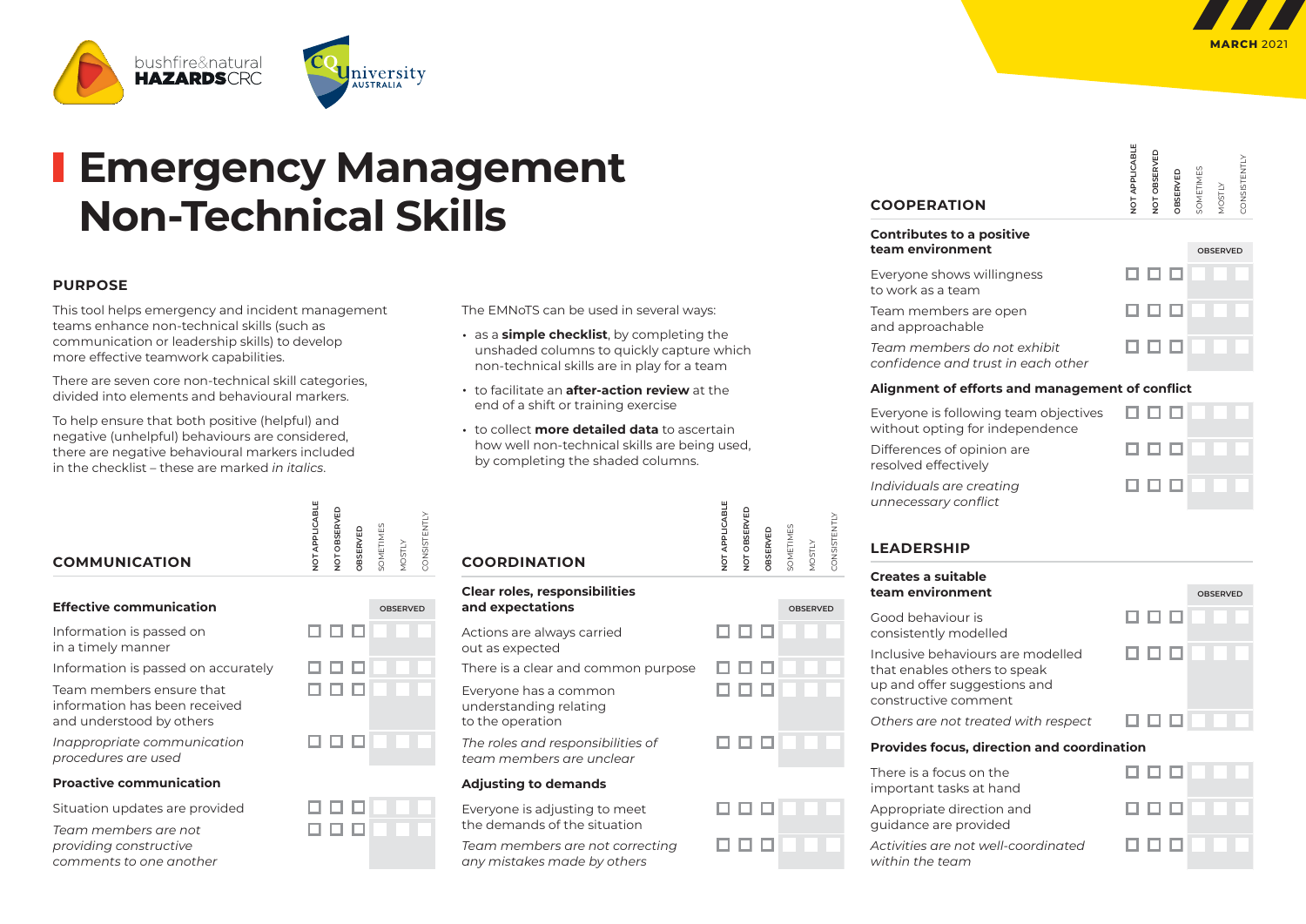# Emergency Management Non-Technical Skills

## PURPOSE

This tool helps emergency and incident management teams enhance non-technical skills (such as communication or leadership skills) to develop more effective teamwork capabilities.

There are seven core non-technical skill categories, divided into elements and behavioural markers.

To help ensure that both positive (helpful) and negative (unhelpful) behaviours are considered, there are negative behavioural markers included in the checklist – these are marked *in italics*.

The EMNoTS can be used in several ways:

- as a **simple checklist**, by completing the unshaded columns to quickly capture which non-technical skills are in play for a team
- to facilitate an **after-action review** at the end of a shift or training exercise
- to collect **more detailed data** to ascertain how well non-technical skills are being used, by completing the shaded columns.

## COMMUNICATION

| | NOT APPLICABLE | NOT OBSERVED | OBSERVED | SOMETIMES | MOSTLY | CONSISTENTLY |
|---|---|---|---|---|---|---|
| **Effective communication** | | | | OBSERVED | | |
| Information is passed on in a timely manner | ☐ | ☐ | ☐ | | | |
| Information is passed on accurately | ☐ | ☐ | ☐ | | | |
| Team members ensure that information has been received and understood by others | ☐ | ☐ | ☐ | | | |
| *Inappropriate communication procedures are used* | ☐ | ☐ | ☐ | | | |
| **Proactive communication** | | | | | | |
| Situation updates are provided | ☐ | ☐ | ☐ | | | |
| *Team members are not providing constructive comments to one another* | ☐ | ☐ | ☐ | | | |

## COORDINATION

| | NOT APPLICABLE | NOT OBSERVED | OBSERVED | SOMETIMES | MOSTLY | CONSISTENTLY |
|---|---|---|---|---|---|---|
| **Clear roles, responsibilities and expectations** | | | | OBSERVED | | |
| Actions are always carried out as expected | ☐ | ☐ | ☐ | | | |
| There is a clear and common purpose | ☐ | ☐ | ☐ | | | |
| Everyone has a common understanding relating to the operation | ☐ | ☐ | ☐ | | | |
| *The roles and responsibilities of team members are unclear* | ☐ | ☐ | ☐ | | | |
| **Adjusting to demands** | | | | | | |
| Everyone is adjusting to meet the demands of the situation | ☐ | ☐ | ☐ | | | |
| *Team members are not correcting any mistakes made by others* | ☐ | ☐ | ☐ | | | |

## COOPERATION

| | NOT APPLICABLE | NOT OBSERVED | OBSERVED | SOMETIMES | MOSTLY | CONSISTENTLY |
|---|---|---|---|---|---|---|
| **Contributes to a positive team environment** | | | | OBSERVED | | |
| Everyone shows willingness to work as a team | ☐ | ☐ | ☐ | | | |
| Team members are open and approachable | ☐ | ☐ | ☐ | | | |
| *Team members do not exhibit confidence and trust in each other* | ☐ | ☐ | ☐ | | | |
| **Alignment of efforts and management of conflict** | | | | | | |
| Everyone is following team objectives without opting for independence | ☐ | ☐ | ☐ | | | |
| Differences of opinion are resolved effectively | ☐ | ☐ | ☐ | | | |
| *Individuals are creating unnecessary conflict* | ☐ | ☐ | ☐ | | | |

## LEADERSHIP

| | NOT APPLICABLE | NOT OBSERVED | OBSERVED | SOMETIMES | MOSTLY | CONSISTENTLY |
|---|---|---|---|---|---|---|
| **Creates a suitable team environment** | | | | OBSERVED | | |
| Good behaviour is consistently modelled | ☐ | ☐ | ☐ | | | |
| Inclusive behaviours are modelled that enables others to speak up and offer suggestions and constructive comment | ☐ | ☐ | ☐ | | | |
| *Others are not treated with respect* | ☐ | ☐ | ☐ | | | |
| **Provides focus, direction and coordination** | | | | | | |
| There is a focus on the important tasks at hand | ☐ | ☐ | ☐ | | | |
| Appropriate direction and guidance are provided | ☐ | ☐ | ☐ | | | |
| *Activities are not well-coordinated within the team* | ☐ | ☐ | ☐ | | | |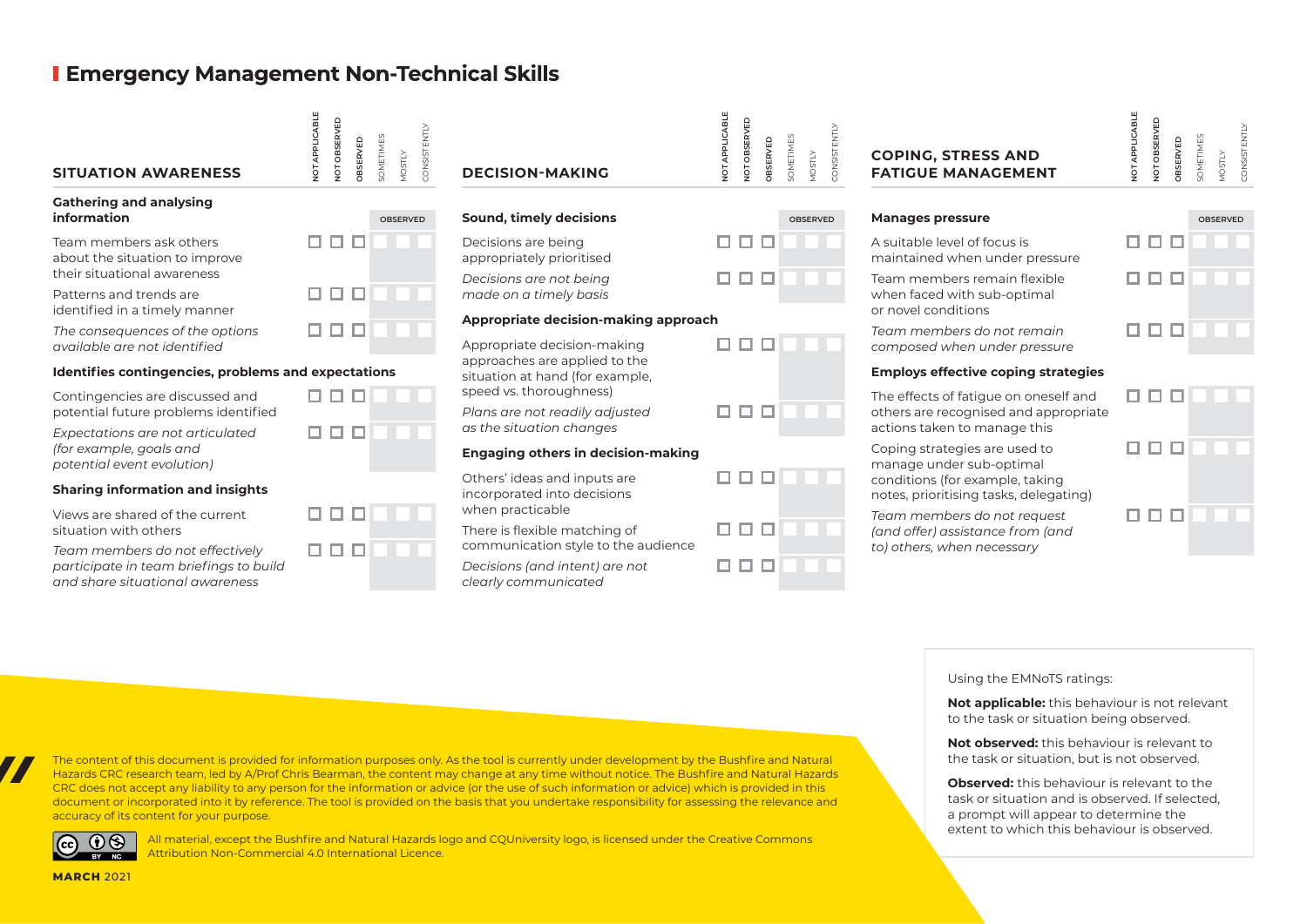# Emergency Management Non-Technical Skills

## SITUATION AWARENESS

| SITUATION AWARENESS | NOT APPLICABLE | NOT OBSERVED | OBSERVED | SOMETIMES | MOSTLY | CONSISTENTLY |
|---|---|---|---|---|---|---|
| **Gathering and analysing information** | | | | OBSERVED | | |
| Team members ask others about the situation to improve their situational awareness | ☐ | ☐ | ☐ | | | |
| Patterns and trends are identified in a timely manner | ☐ | ☐ | ☐ | | | |
| *The consequences of the options available are not identified* | ☐ | ☐ | ☐ | | | |
| **Identifies contingencies, problems and expectations** | | | | | | |
| Contingencies are discussed and potential future problems identified | ☐ | ☐ | ☐ | | | |
| *Expectations are not articulated (for example, goals and potential event evolution)* | ☐ | ☐ | ☐ | | | |
| **Sharing information and insights** | | | | | | |
| Views are shared of the current situation with others | ☐ | ☐ | ☐ | | | |
| *Team members do not effectively participate in team briefings to build and share situational awareness* | ☐ | ☐ | ☐ | | | |

## DECISION-MAKING

| DECISION-MAKING | NOT APPLICABLE | NOT OBSERVED | OBSERVED | SOMETIMES | MOSTLY | CONSISTENTLY |
|---|---|---|---|---|---|---|
| **Sound, timely decisions** | | | | OBSERVED | | |
| Decisions are being appropriately prioritised | ☐ | ☐ | ☐ | | | |
| *Decisions are not being made on a timely basis* | ☐ | ☐ | ☐ | | | |
| **Appropriate decision-making approach** | | | | | | |
| Appropriate decision-making approaches are applied to the situation at hand (for example, speed vs. thoroughness) | ☐ | ☐ | ☐ | | | |
| *Plans are not readily adjusted as the situation changes* | ☐ | ☐ | ☐ | | | |
| **Engaging others in decision-making** | | | | | | |
| Others' ideas and inputs are incorporated into decisions when practicable | ☐ | ☐ | ☐ | | | |
| There is flexible matching of communication style to the audience | ☐ | ☐ | ☐ | | | |
| *Decisions (and intent) are not clearly communicated* | ☐ | ☐ | ☐ | | | |

## COPING, STRESS AND FATIGUE MANAGEMENT

| COPING, STRESS AND FATIGUE MANAGEMENT | NOT APPLICABLE | NOT OBSERVED | OBSERVED | SOMETIMES | MOSTLY | CONSISTENTLY |
|---|---|---|---|---|---|---|
| **Manages pressure** | | | | OBSERVED | | |
| A suitable level of focus is maintained when under pressure | ☐ | ☐ | ☐ | | | |
| Team members remain flexible when faced with sub-optimal or novel conditions | ☐ | ☐ | ☐ | | | |
| *Team members do not remain composed when under pressure* | ☐ | ☐ | ☐ | | | |
| **Employs effective coping strategies** | | | | | | |
| The effects of fatigue on oneself and others are recognised and appropriate actions taken to manage this | ☐ | ☐ | ☐ | | | |
| Coping strategies are used to manage under sub-optimal conditions (for example, taking notes, prioritising tasks, delegating) | ☐ | ☐ | ☐ | | | |
| *Team members do not request (and offer) assistance from (and to) others, when necessary* | ☐ | ☐ | ☐ | | | |

Using the EMNoTS ratings:

**Not applicable:** this behaviour is not relevant to the task or situation being observed.

**Not observed:** this behaviour is relevant to the task or situation, but is not observed.

**Observed:** this behaviour is relevant to the task or situation and is observed. If selected, a prompt will appear to determine the extent to which this behaviour is observed.

The content of this document is provided for information purposes only. As the tool is currently under development by the Bushfire and Natural Hazards CRC research team, led by A/Prof Chris Bearman, the content may change at any time without notice. The Bushfire and Natural Hazards CRC does not accept any liability to any person for the information or advice (or the use of such information or advice) which is provided in this document or incorporated into it by reference. The tool is provided on the basis that you undertake responsibility for assessing the relevance and accuracy of its content for your purpose.

All material, except the Bushfire and Natural Hazards logo and CQUniversity logo, is licensed under the Creative Commons Attribution Non-Commercial 4.0 International Licence.

**MARCH** 2021